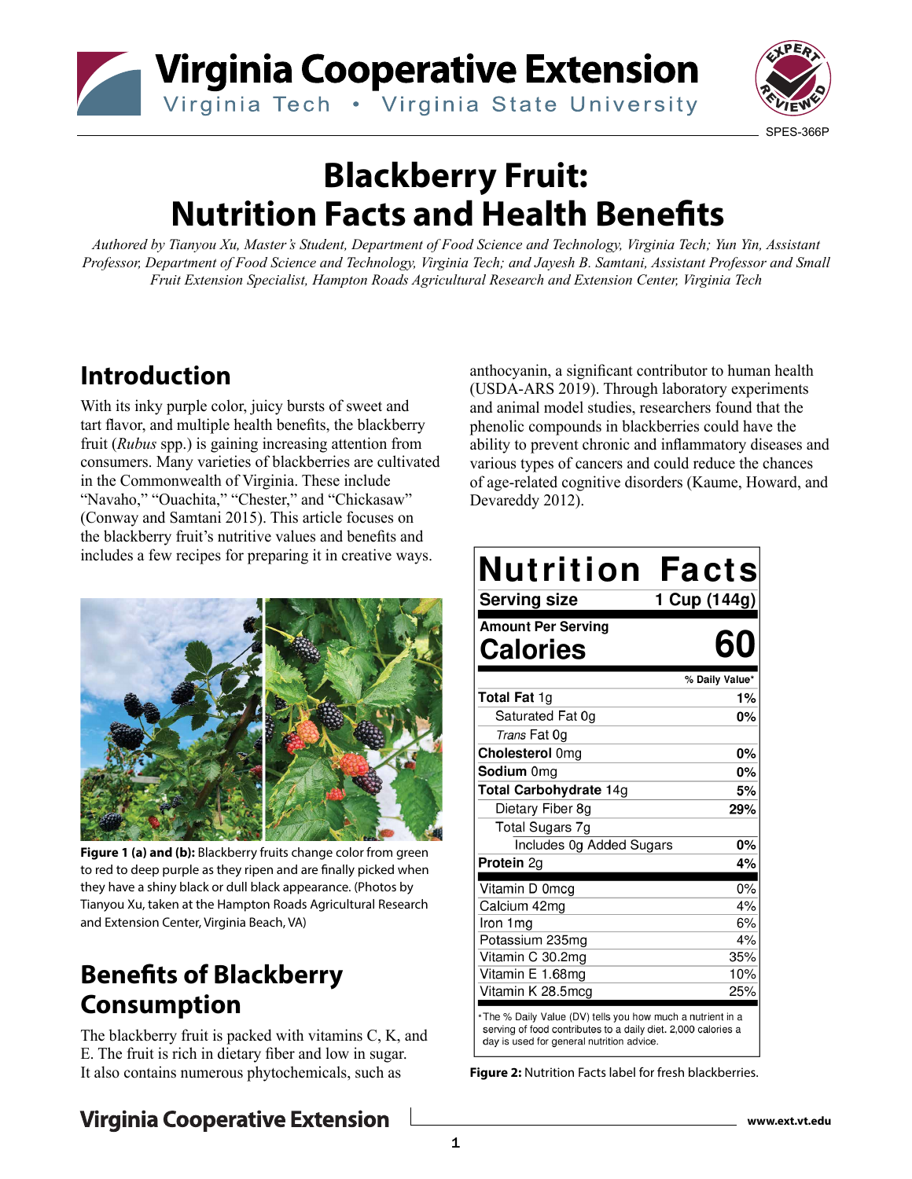SPES-366P

# Blackberry Fruit: Nutrition Facts and Health Benefits

*Authored by Tianyou Xu, Master's Student, Department of Food Science and Technology, Virginia Tech; Yun Yin, Assistant Professor, Department of Food Science and Technology, Virginia Tech; and Jayesh B. Samtani, Assistant Professor and Small Fruit Extension Specialist, Hampton Roads Agricultural Research and Extension Center, Virginia Tech*

## Introduction

With its inky purple color, juicy bursts of sweet and tart flavor, and multiple health benefits, the blackberry fruit (*Rubus* spp.) is gaining increasing attention from consumers. Many varieties of blackberries are cultivated in the Commonwealth of Virginia. These include "Navaho," "Ouachita," "Chester," and "Chickasaw" (Conway and Samtani 2015). This article focuses on the blackberry fruit's nutritive values and benefits and includes a few recipes for preparing it in creative ways.

**Figure 1 (a) and (b):** Blackberry fruits change color from green to red to deep purple as they ripen and are finally picked when they have a shiny black or dull black appearance. (Photos by Tianyou Xu, taken at the Hampton Roads Agricultural Research and Extension Center, Virginia Beach, VA)

## Benefits of Blackberry Consumption

The blackberry fruit is packed with vitamins C, K, and E. The fruit is rich in dietary fiber and low in sugar. It also contains numerous phytochemicals, such as anthocyanin, a significant contributor to human health (USDA-ARS 2019). Through laboratory experiments and animal model studies, researchers found that the phenolic compounds in blackberries could have the ability to prevent chronic and inflammatory diseases and various types of cancers and could reduce the chances of age-related cognitive disorders (Kaume, Howard, and Devareddy 2012).

**Nutrition Facts**

| Serving size | 1 Cup (144g) |
|---|---|
| Amount Per Serving | |
| **Calories** | **60** |
| | % Daily Value* |
| **Total Fat** 1g | 1% |
| Saturated Fat 0g | 0% |
| *Trans* Fat 0g | |
| **Cholesterol** 0mg | 0% |
| **Sodium** 0mg | 0% |
| **Total Carbohydrate** 14g | 5% |
| Dietary Fiber 8g | 29% |
| Total Sugars 7g | |
| Includes 0g Added Sugars | 0% |
| **Protein** 2g | 4% |
| Vitamin D 0mcg | 0% |
| Calcium 42mg | 4% |
| Iron 1mg | 6% |
| Potassium 235mg | 4% |
| Vitamin C 30.2mg | 35% |
| Vitamin E 1.68mg | 10% |
| Vitamin K 28.5mcg | 25% |

*The % Daily Value (DV) tells you how much a nutrient in a serving of food contributes to a daily diet. 2,000 calories a day is used for general nutrition advice.

**Figure 2:** Nutrition Facts label for fresh blackberries.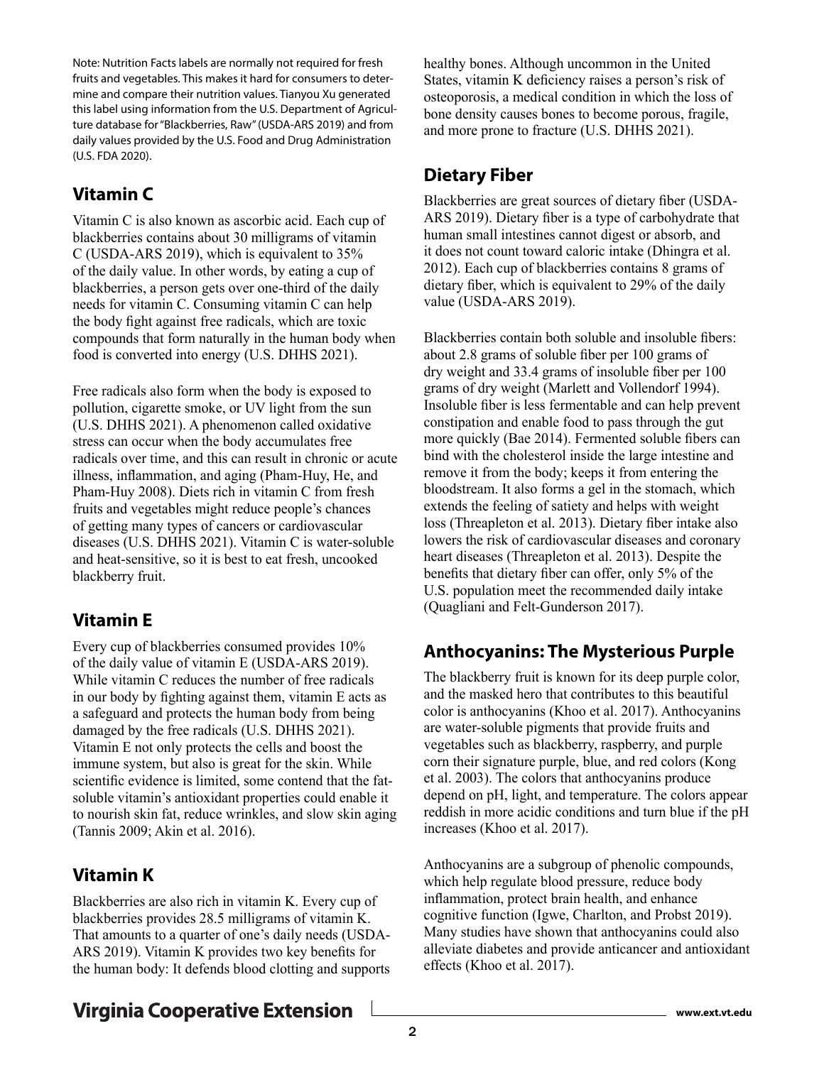Note: Nutrition Facts labels are normally not required for fresh fruits and vegetables. This makes it hard for consumers to determine and compare their nutrition values. Tianyou Xu generated this label using information from the U.S. Department of Agriculture database for "Blackberries, Raw" (USDA-ARS 2019) and from daily values provided by the U.S. Food and Drug Administration (U.S. FDA 2020).

## Vitamin C

Vitamin C is also known as ascorbic acid. Each cup of blackberries contains about 30 milligrams of vitamin C (USDA-ARS 2019), which is equivalent to 35% of the daily value. In other words, by eating a cup of blackberries, a person gets over one-third of the daily needs for vitamin C. Consuming vitamin C can help the body fight against free radicals, which are toxic compounds that form naturally in the human body when food is converted into energy (U.S. DHHS 2021).

Free radicals also form when the body is exposed to pollution, cigarette smoke, or UV light from the sun (U.S. DHHS 2021). A phenomenon called oxidative stress can occur when the body accumulates free radicals over time, and this can result in chronic or acute illness, inflammation, and aging (Pham-Huy, He, and Pham-Huy 2008). Diets rich in vitamin C from fresh fruits and vegetables might reduce people's chances of getting many types of cancers or cardiovascular diseases (U.S. DHHS 2021). Vitamin C is water-soluble and heat-sensitive, so it is best to eat fresh, uncooked blackberry fruit.

## Vitamin E

Every cup of blackberries consumed provides 10% of the daily value of vitamin E (USDA-ARS 2019). While vitamin C reduces the number of free radicals in our body by fighting against them, vitamin E acts as a safeguard and protects the human body from being damaged by the free radicals (U.S. DHHS 2021). Vitamin E not only protects the cells and boost the immune system, but also is great for the skin. While scientific evidence is limited, some contend that the fat-soluble vitamin's antioxidant properties could enable it to nourish skin fat, reduce wrinkles, and slow skin aging (Tannis 2009; Akin et al. 2016).

## Vitamin K

Blackberries are also rich in vitamin K. Every cup of blackberries provides 28.5 milligrams of vitamin K. That amounts to a quarter of one's daily needs (USDA-ARS 2019). Vitamin K provides two key benefits for the human body: It defends blood clotting and supports healthy bones. Although uncommon in the United States, vitamin K deficiency raises a person's risk of osteoporosis, a medical condition in which the loss of bone density causes bones to become porous, fragile, and more prone to fracture (U.S. DHHS 2021).

## Dietary Fiber

Blackberries are great sources of dietary fiber (USDA-ARS 2019). Dietary fiber is a type of carbohydrate that human small intestines cannot digest or absorb, and it does not count toward caloric intake (Dhingra et al. 2012). Each cup of blackberries contains 8 grams of dietary fiber, which is equivalent to 29% of the daily value (USDA-ARS 2019).

Blackberries contain both soluble and insoluble fibers: about 2.8 grams of soluble fiber per 100 grams of dry weight and 33.4 grams of insoluble fiber per 100 grams of dry weight (Marlett and Vollendorf 1994). Insoluble fiber is less fermentable and can help prevent constipation and enable food to pass through the gut more quickly (Bae 2014). Fermented soluble fibers can bind with the cholesterol inside the large intestine and remove it from the body; keeps it from entering the bloodstream. It also forms a gel in the stomach, which extends the feeling of satiety and helps with weight loss (Threapleton et al. 2013). Dietary fiber intake also lowers the risk of cardiovascular diseases and coronary heart diseases (Threapleton et al. 2013). Despite the benefits that dietary fiber can offer, only 5% of the U.S. population meet the recommended daily intake (Quagliani and Felt-Gunderson 2017).

## Anthocyanins: The Mysterious Purple

The blackberry fruit is known for its deep purple color, and the masked hero that contributes to this beautiful color is anthocyanins (Khoo et al. 2017). Anthocyanins are water-soluble pigments that provide fruits and vegetables such as blackberry, raspberry, and purple corn their signature purple, blue, and red colors (Kong et al. 2003). The colors that anthocyanins produce depend on pH, light, and temperature. The colors appear reddish in more acidic conditions and turn blue if the pH increases (Khoo et al. 2017).

Anthocyanins are a subgroup of phenolic compounds, which help regulate blood pressure, reduce body inflammation, protect brain health, and enhance cognitive function (Igwe, Charlton, and Probst 2019). Many studies have shown that anthocyanins could also alleviate diabetes and provide anticancer and antioxidant effects (Khoo et al. 2017).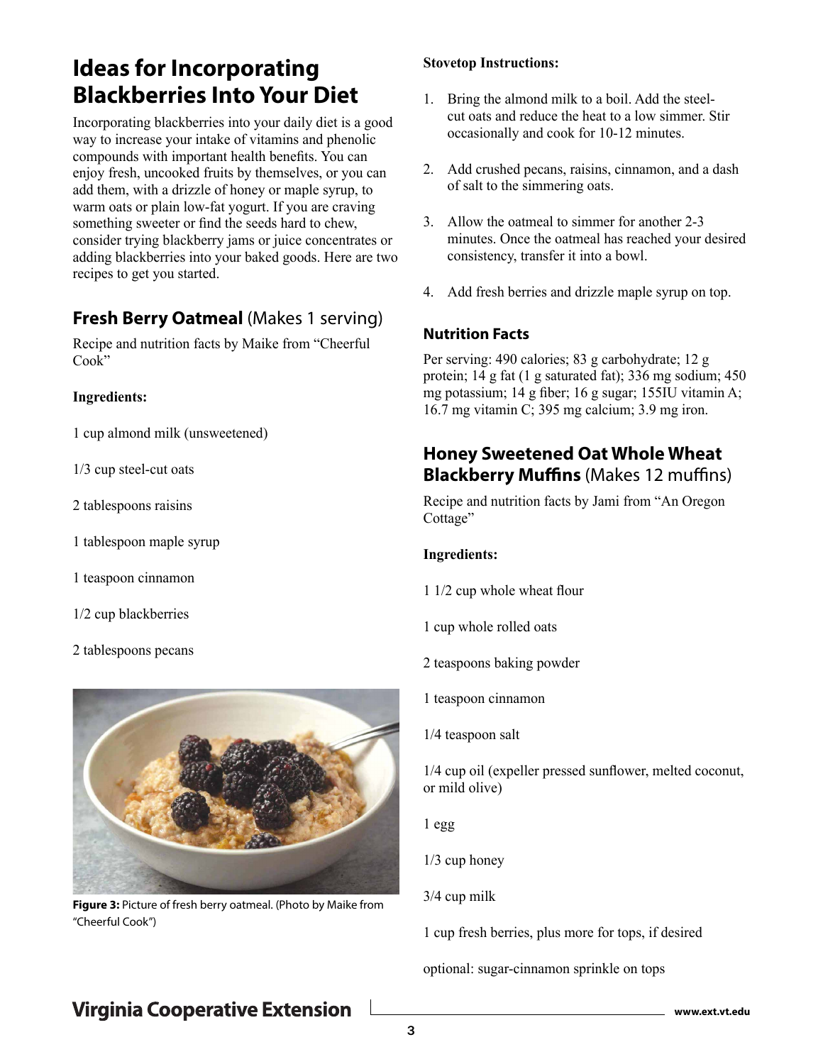## Ideas for Incorporating Blackberries Into Your Diet

Incorporating blackberries into your daily diet is a good way to increase your intake of vitamins and phenolic compounds with important health benefits. You can enjoy fresh, uncooked fruits by themselves, or you can add them, with a drizzle of honey or maple syrup, to warm oats or plain low-fat yogurt. If you are craving something sweeter or find the seeds hard to chew, consider trying blackberry jams or juice concentrates or adding blackberries into your baked goods. Here are two recipes to get you started.

### **Fresh Berry Oatmeal** (Makes 1 serving)

Recipe and nutrition facts by Maike from "Cheerful Cook"

**Ingredients:**

1 cup almond milk (unsweetened)

1/3 cup steel-cut oats

2 tablespoons raisins

1 tablespoon maple syrup

1 teaspoon cinnamon

1/2 cup blackberries

2 tablespoons pecans

**Figure 3:** Picture of fresh berry oatmeal. (Photo by Maike from "Cheerful Cook")

**Stovetop Instructions:**

1. Bring the almond milk to a boil. Add the steel-cut oats and reduce the heat to a low simmer. Stir occasionally and cook for 10-12 minutes.
2. Add crushed pecans, raisins, cinnamon, and a dash of salt to the simmering oats.
3. Allow the oatmeal to simmer for another 2-3 minutes. Once the oatmeal has reached your desired consistency, transfer it into a bowl.
4. Add fresh berries and drizzle maple syrup on top.

#### Nutrition Facts

Per serving: 490 calories; 83 g carbohydrate; 12 g protein; 14 g fat (1 g saturated fat); 336 mg sodium; 450 mg potassium; 14 g fiber; 16 g sugar; 155IU vitamin A; 16.7 mg vitamin C; 395 mg calcium; 3.9 mg iron.

### **Honey Sweetened Oat Whole Wheat Blackberry Muffins** (Makes 12 muffins)

Recipe and nutrition facts by Jami from "An Oregon Cottage"

**Ingredients:**

1 1/2 cup whole wheat flour

1 cup whole rolled oats

2 teaspoons baking powder

1 teaspoon cinnamon

1/4 teaspoon salt

1/4 cup oil (expeller pressed sunflower, melted coconut, or mild olive)

1 egg

1/3 cup honey

3/4 cup milk

1 cup fresh berries, plus more for tops, if desired

optional: sugar-cinnamon sprinkle on tops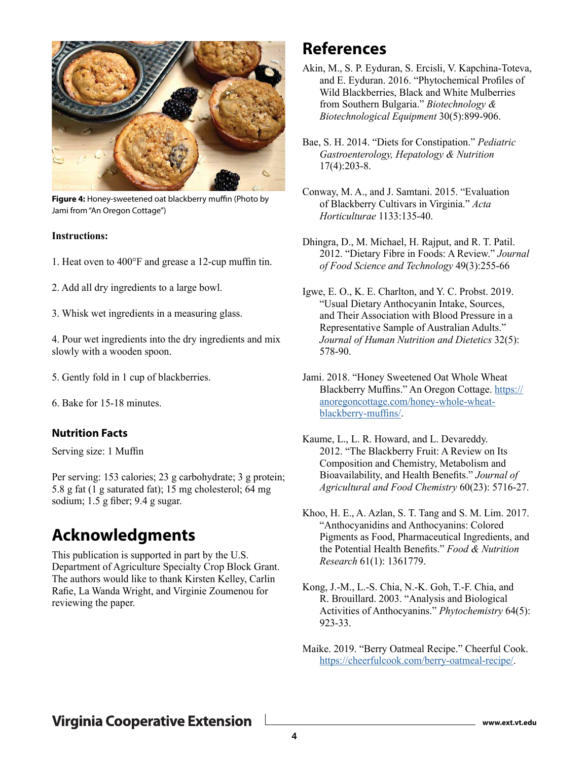**Figure 4:** Honey-sweetened oat blackberry muffin (Photo by Jami from "An Oregon Cottage")

**Instructions:**

1. Heat oven to 400°F and grease a 12-cup muffin tin.

2. Add all dry ingredients to a large bowl.

3. Whisk wet ingredients in a measuring glass.

4. Pour wet ingredients into the dry ingredients and mix slowly with a wooden spoon.

5. Gently fold in 1 cup of blackberries.

6. Bake for 15-18 minutes.

### Nutrition Facts

Serving size: 1 Muffin

Per serving: 153 calories; 23 g carbohydrate; 3 g protein; 5.8 g fat (1 g saturated fat); 15 mg cholesterol; 64 mg sodium; 1.5 g fiber; 9.4 g sugar.

## Acknowledgments

This publication is supported in part by the U.S. Department of Agriculture Specialty Crop Block Grant. The authors would like to thank Kirsten Kelley, Carlin Rafie, La Wanda Wright, and Virginie Zoumenou for reviewing the paper.

## References

Akin, M., S. P. Eyduran, S. Ercisli, V. Kapchina-Toteva, and E. Eyduran. 2016. "Phytochemical Profiles of Wild Blackberries, Black and White Mulberries from Southern Bulgaria." *Biotechnology & Biotechnological Equipment* 30(5):899-906.

Bae, S. H. 2014. "Diets for Constipation." *Pediatric Gastroenterology, Hepatology & Nutrition* 17(4):203-8.

Conway, M. A., and J. Samtani. 2015. "Evaluation of Blackberry Cultivars in Virginia." *Acta Horticulturae* 1133:135-40.

Dhingra, D., M. Michael, H. Rajput, and R. T. Patil. 2012. "Dietary Fibre in Foods: A Review." *Journal of Food Science and Technology* 49(3):255-66

Igwe, E. O., K. E. Charlton, and Y. C. Probst. 2019. "Usual Dietary Anthocyanin Intake, Sources, and Their Association with Blood Pressure in a Representative Sample of Australian Adults." *Journal of Human Nutrition and Dietetics* 32(5): 578-90.

Jami. 2018. "Honey Sweetened Oat Whole Wheat Blackberry Muffins." An Oregon Cottage. https://anoregoncottage.com/honey-whole-wheat-blackberry-muffins/.

Kaume, L., L. R. Howard, and L. Devareddy. 2012. "The Blackberry Fruit: A Review on Its Composition and Chemistry, Metabolism and Bioavailability, and Health Benefits." *Journal of Agricultural and Food Chemistry* 60(23): 5716-27.

Khoo, H. E., A. Azlan, S. T. Tang and S. M. Lim. 2017. "Anthocyanidins and Anthocyanins: Colored Pigments as Food, Pharmaceutical Ingredients, and the Potential Health Benefits." *Food & Nutrition Research* 61(1): 1361779.

Kong, J.-M., L.-S. Chia, N.-K. Goh, T.-F. Chia, and R. Brouillard. 2003. "Analysis and Biological Activities of Anthocyanins." *Phytochemistry* 64(5): 923-33.

Maike. 2019. "Berry Oatmeal Recipe." Cheerful Cook. https://cheerfulcook.com/berry-oatmeal-recipe/.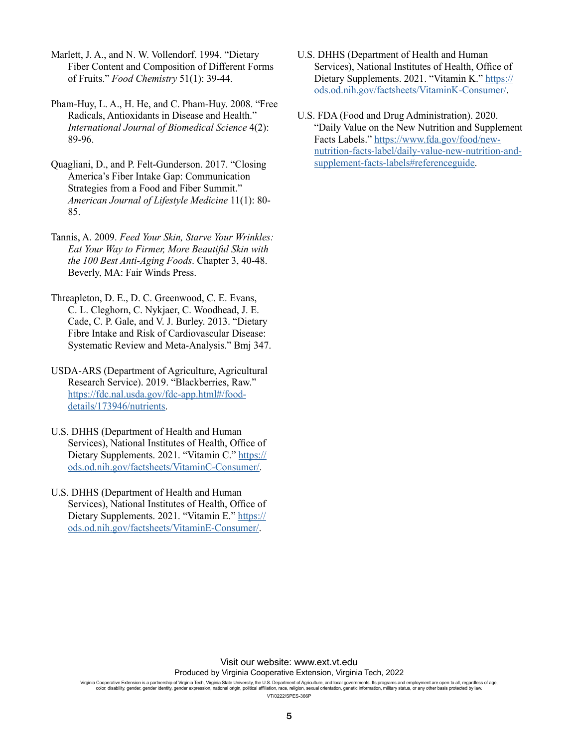Marlett, J. A., and N. W. Vollendorf. 1994. "Dietary Fiber Content and Composition of Different Forms of Fruits." *Food Chemistry* 51(1): 39-44.

Pham-Huy, L. A., H. He, and C. Pham-Huy. 2008. "Free Radicals, Antioxidants in Disease and Health." *International Journal of Biomedical Science* 4(2): 89-96.

Quagliani, D., and P. Felt-Gunderson. 2017. "Closing America's Fiber Intake Gap: Communication Strategies from a Food and Fiber Summit." *American Journal of Lifestyle Medicine* 11(1): 80-85.

Tannis, A. 2009. *Feed Your Skin, Starve Your Wrinkles: Eat Your Way to Firmer, More Beautiful Skin with the 100 Best Anti-Aging Foods*. Chapter 3, 40-48. Beverly, MA: Fair Winds Press.

Threapleton, D. E., D. C. Greenwood, C. E. Evans, C. L. Cleghorn, C. Nykjaer, C. Woodhead, J. E. Cade, C. P. Gale, and V. J. Burley. 2013. "Dietary Fibre Intake and Risk of Cardiovascular Disease: Systematic Review and Meta-Analysis." Bmj 347.

USDA-ARS (Department of Agriculture, Agricultural Research Service). 2019. "Blackberries, Raw." https://fdc.nal.usda.gov/fdc-app.html#/food-details/173946/nutrients.

U.S. DHHS (Department of Health and Human Services), National Institutes of Health, Office of Dietary Supplements. 2021. "Vitamin C." https://ods.od.nih.gov/factsheets/VitaminC-Consumer/.

U.S. DHHS (Department of Health and Human Services), National Institutes of Health, Office of Dietary Supplements. 2021. "Vitamin E." https://ods.od.nih.gov/factsheets/VitaminE-Consumer/.

U.S. DHHS (Department of Health and Human Services), National Institutes of Health, Office of Dietary Supplements. 2021. "Vitamin K." https://ods.od.nih.gov/factsheets/VitaminK-Consumer/.

U.S. FDA (Food and Drug Administration). 2020. "Daily Value on the New Nutrition and Supplement Facts Labels." https://www.fda.gov/food/new-nutrition-facts-label/daily-value-new-nutrition-and-supplement-facts-labels#referenceguide.

Visit our website: www.ext.vt.edu

Produced by Virginia Cooperative Extension, Virginia Tech, 2022

Virginia Cooperative Extension is a partnership of Virginia Tech, Virginia State University, the U.S. Department of Agriculture, and local governments. Its programs and employment are open to all, regardless of age, color, disability, gender, gender identity, gender expression, national origin, political affiliation, race, religion, sexual orientation, genetic information, military status, or any other basis protected by law.

VT/0222/SPES-366P